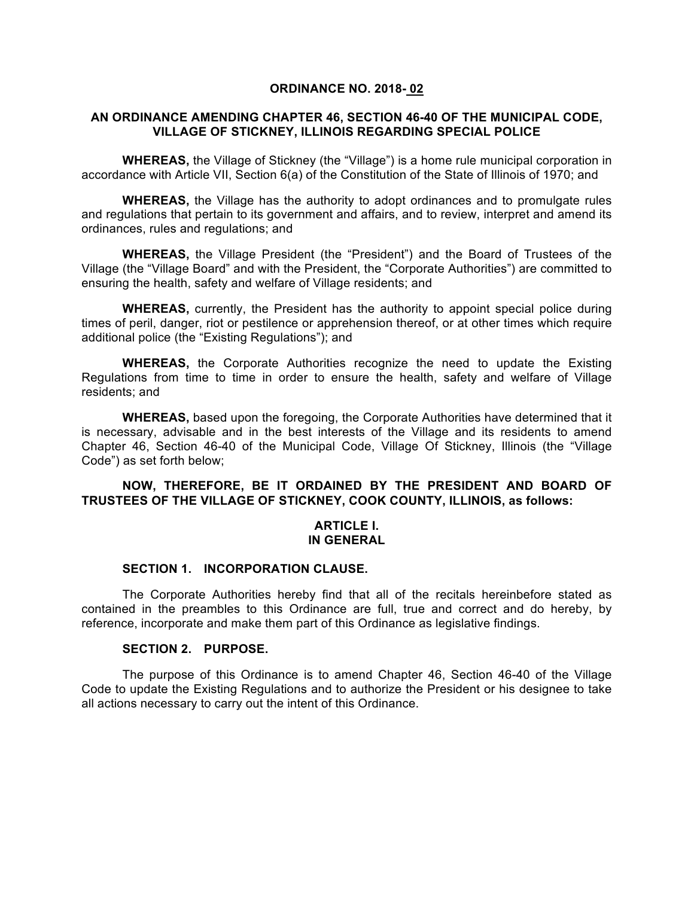**ORDINANCE NO. 2018- 02**

**AN ORDINANCE AMENDING CHAPTER 46, SECTION 46-40 OF THE MUNICIPAL CODE, VILLAGE OF STICKNEY, ILLINOIS REGARDING SPECIAL POLICE**

**WHEREAS,** the Village of Stickney (the "Village") is a home rule municipal corporation in accordance with Article VII, Section 6(a) of the Constitution of the State of Illinois of 1970; and

**WHEREAS,** the Village has the authority to adopt ordinances and to promulgate rules and regulations that pertain to its government and affairs, and to review, interpret and amend its ordinances, rules and regulations; and

**WHEREAS,** the Village President (the "President") and the Board of Trustees of the Village (the "Village Board" and with the President, the "Corporate Authorities") are committed to ensuring the health, safety and welfare of Village residents; and

**WHEREAS,** currently, the President has the authority to appoint special police during times of peril, danger, riot or pestilence or apprehension thereof, or at other times which require additional police (the "Existing Regulations"); and

**WHEREAS,** the Corporate Authorities recognize the need to update the Existing Regulations from time to time in order to ensure the health, safety and welfare of Village residents; and

**WHEREAS,** based upon the foregoing, the Corporate Authorities have determined that it is necessary, advisable and in the best interests of the Village and its residents to amend Chapter 46, Section 46-40 of the Municipal Code, Village Of Stickney, Illinois (the "Village Code") as set forth below;

**NOW, THEREFORE, BE IT ORDAINED BY THE PRESIDENT AND BOARD OF TRUSTEES OF THE VILLAGE OF STICKNEY, COOK COUNTY, ILLINOIS, as follows:**

## ARTICLE I.
## IN GENERAL

### SECTION 1. INCORPORATION CLAUSE.

The Corporate Authorities hereby find that all of the recitals hereinbefore stated as contained in the preambles to this Ordinance are full, true and correct and do hereby, by reference, incorporate and make them part of this Ordinance as legislative findings.

### SECTION 2. PURPOSE.

The purpose of this Ordinance is to amend Chapter 46, Section 46-40 of the Village Code to update the Existing Regulations and to authorize the President or his designee to take all actions necessary to carry out the intent of this Ordinance.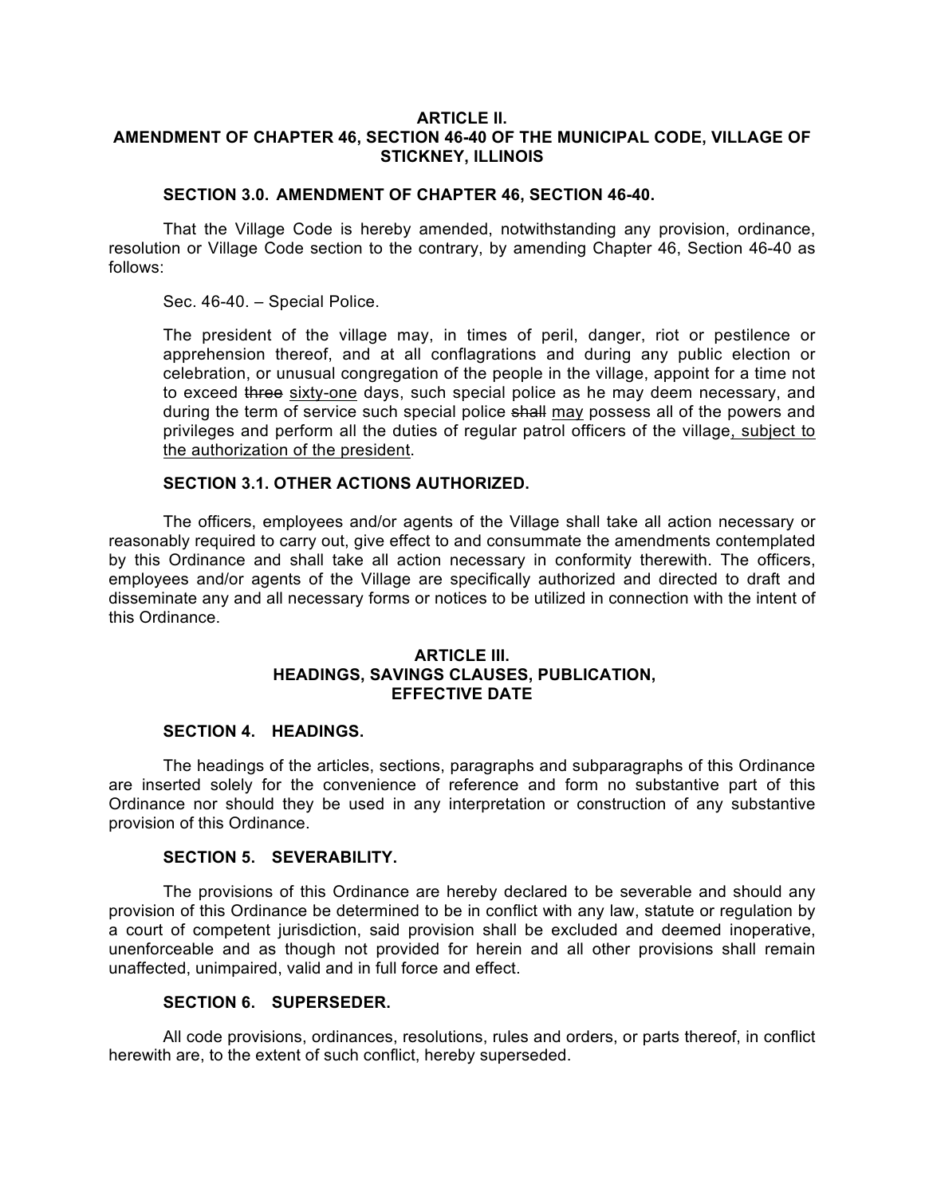## ARTICLE II.
## AMENDMENT OF CHAPTER 46, SECTION 46-40 OF THE MUNICIPAL CODE, VILLAGE OF STICKNEY, ILLINOIS

### SECTION 3.0. AMENDMENT OF CHAPTER 46, SECTION 46-40.

That the Village Code is hereby amended, notwithstanding any provision, ordinance, resolution or Village Code section to the contrary, by amending Chapter 46, Section 46-40 as follows:

> Sec. 46-40. – Special Police.
>
> The president of the village may, in times of peril, danger, riot or pestilence or apprehension thereof, and at all conflagrations and during any public election or celebration, or unusual congregation of the people in the village, appoint for a time not to exceed ~~three~~ <u>sixty-one</u> days, such special police as he may deem necessary, and during the term of service such special police ~~shall~~ <u>may</u> possess all of the powers and privileges and perform all the duties of regular patrol officers of the village<u>, subject to the authorization of the president</u>.

### SECTION 3.1. OTHER ACTIONS AUTHORIZED.

The officers, employees and/or agents of the Village shall take all action necessary or reasonably required to carry out, give effect to and consummate the amendments contemplated by this Ordinance and shall take all action necessary in conformity therewith. The officers, employees and/or agents of the Village are specifically authorized and directed to draft and disseminate any and all necessary forms or notices to be utilized in connection with the intent of this Ordinance.

## ARTICLE III.
## HEADINGS, SAVINGS CLAUSES, PUBLICATION, EFFECTIVE DATE

### SECTION 4. HEADINGS.

The headings of the articles, sections, paragraphs and subparagraphs of this Ordinance are inserted solely for the convenience of reference and form no substantive part of this Ordinance nor should they be used in any interpretation or construction of any substantive provision of this Ordinance.

### SECTION 5. SEVERABILITY.

The provisions of this Ordinance are hereby declared to be severable and should any provision of this Ordinance be determined to be in conflict with any law, statute or regulation by a court of competent jurisdiction, said provision shall be excluded and deemed inoperative, unenforceable and as though not provided for herein and all other provisions shall remain unaffected, unimpaired, valid and in full force and effect.

### SECTION 6. SUPERSEDER.

All code provisions, ordinances, resolutions, rules and orders, or parts thereof, in conflict herewith are, to the extent of such conflict, hereby superseded.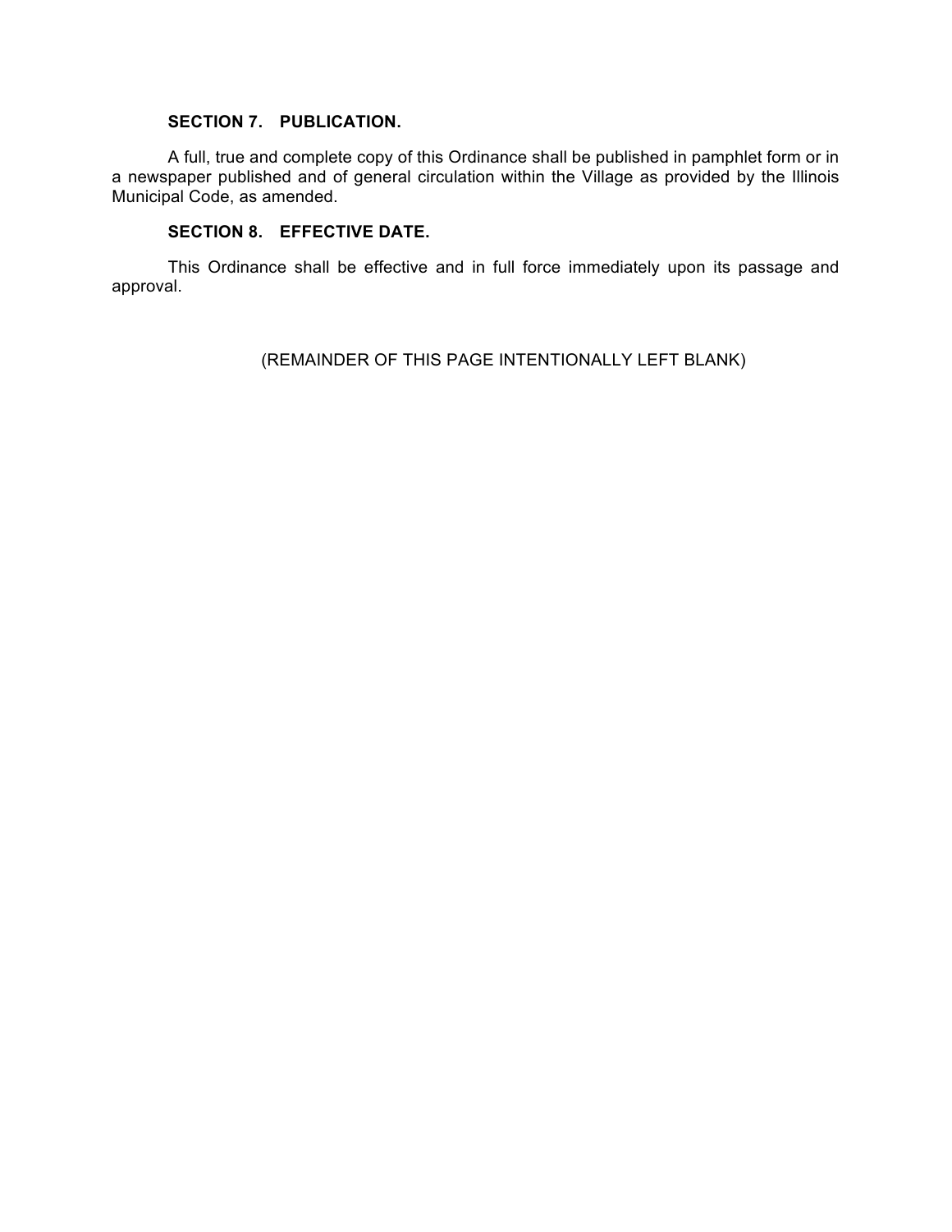**SECTION 7. PUBLICATION.**

A full, true and complete copy of this Ordinance shall be published in pamphlet form or in a newspaper published and of general circulation within the Village as provided by the Illinois Municipal Code, as amended.

**SECTION 8. EFFECTIVE DATE.**

This Ordinance shall be effective and in full force immediately upon its passage and approval.

(REMAINDER OF THIS PAGE INTENTIONALLY LEFT BLANK)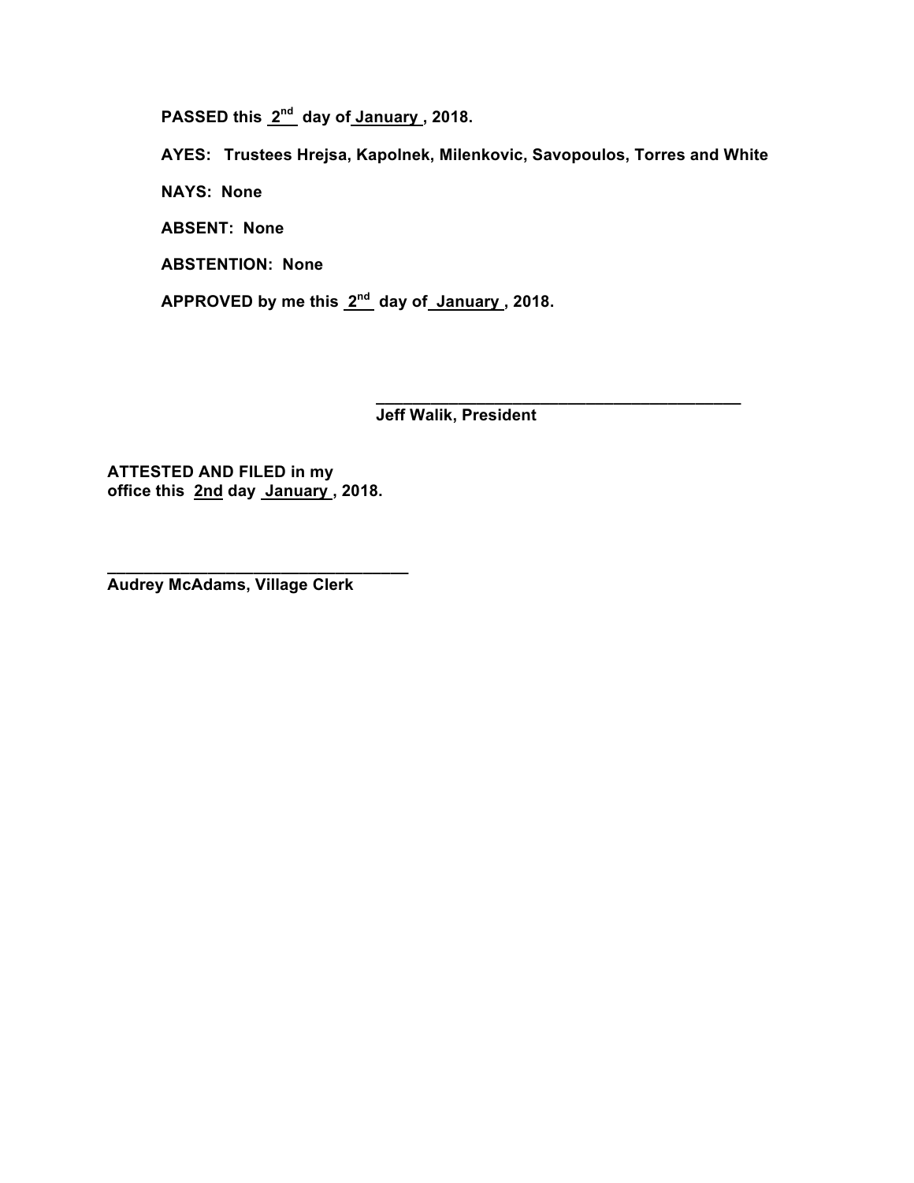**PASSED this 2nd day of January, 2018.**

**AYES: Trustees Hrejsa, Kapolnek, Milenkovic, Savopoulos, Torres and White**

**NAYS: None**

**ABSENT: None**

**ABSTENTION: None**

**APPROVED by me this 2nd day of January, 2018.**

______________________________________
**Jeff Walik, President**

**ATTESTED AND FILED in my office this 2nd day January, 2018.**

______________________________________
**Audrey McAdams, Village Clerk**